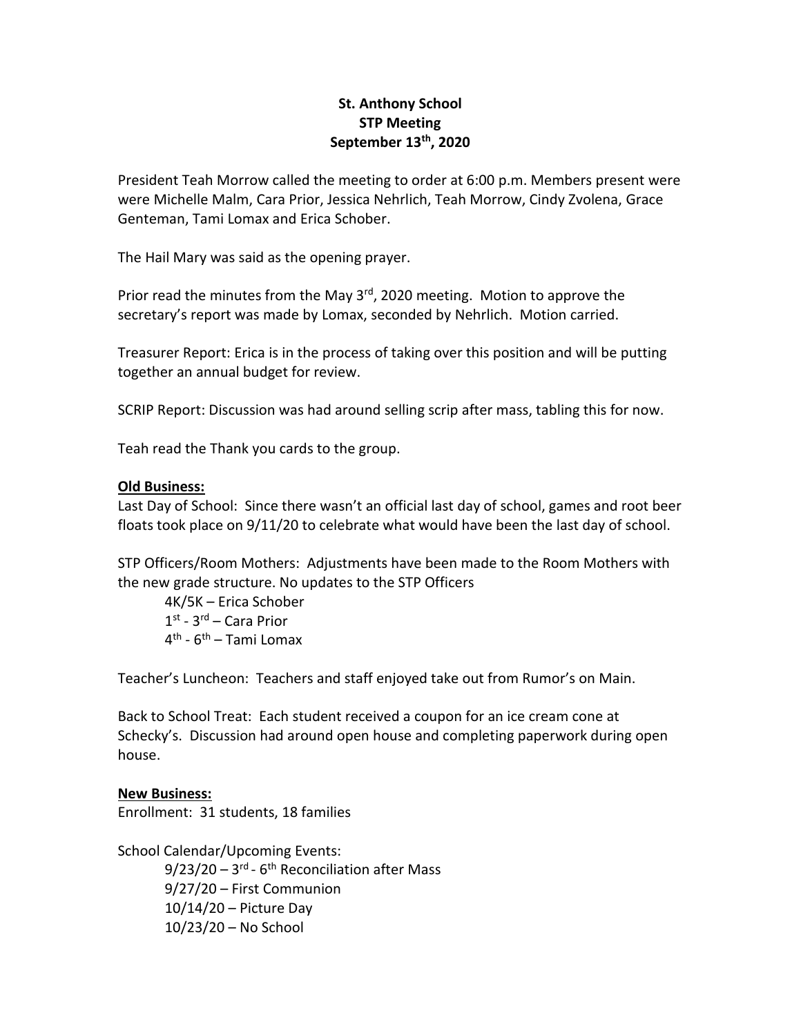# St. Anthony School
## STP Meeting
## September 13th, 2020

President Teah Morrow called the meeting to order at 6:00 p.m. Members present were were Michelle Malm, Cara Prior, Jessica Nehrlich, Teah Morrow, Cindy Zvolena, Grace Genteman, Tami Lomax and Erica Schober.

The Hail Mary was said as the opening prayer.

Prior read the minutes from the May 3rd, 2020 meeting. Motion to approve the secretary's report was made by Lomax, seconded by Nehrlich. Motion carried.

Treasurer Report: Erica is in the process of taking over this position and will be putting together an annual budget for review.

SCRIP Report: Discussion was had around selling scrip after mass, tabling this for now.

Teah read the Thank you cards to the group.

**Old Business:**

Last Day of School: Since there wasn't an official last day of school, games and root beer floats took place on 9/11/20 to celebrate what would have been the last day of school.

STP Officers/Room Mothers: Adjustments have been made to the Room Mothers with the new grade structure. No updates to the STP Officers

- 4K/5K – Erica Schober
- 1st - 3rd – Cara Prior
- 4th - 6th – Tami Lomax

Teacher's Luncheon: Teachers and staff enjoyed take out from Rumor's on Main.

Back to School Treat: Each student received a coupon for an ice cream cone at Schecky's. Discussion had around open house and completing paperwork during open house.

**New Business:**

Enrollment: 31 students, 18 families

School Calendar/Upcoming Events:

- 9/23/20 – 3rd - 6th Reconciliation after Mass
- 9/27/20 – First Communion
- 10/14/20 – Picture Day
- 10/23/20 – No School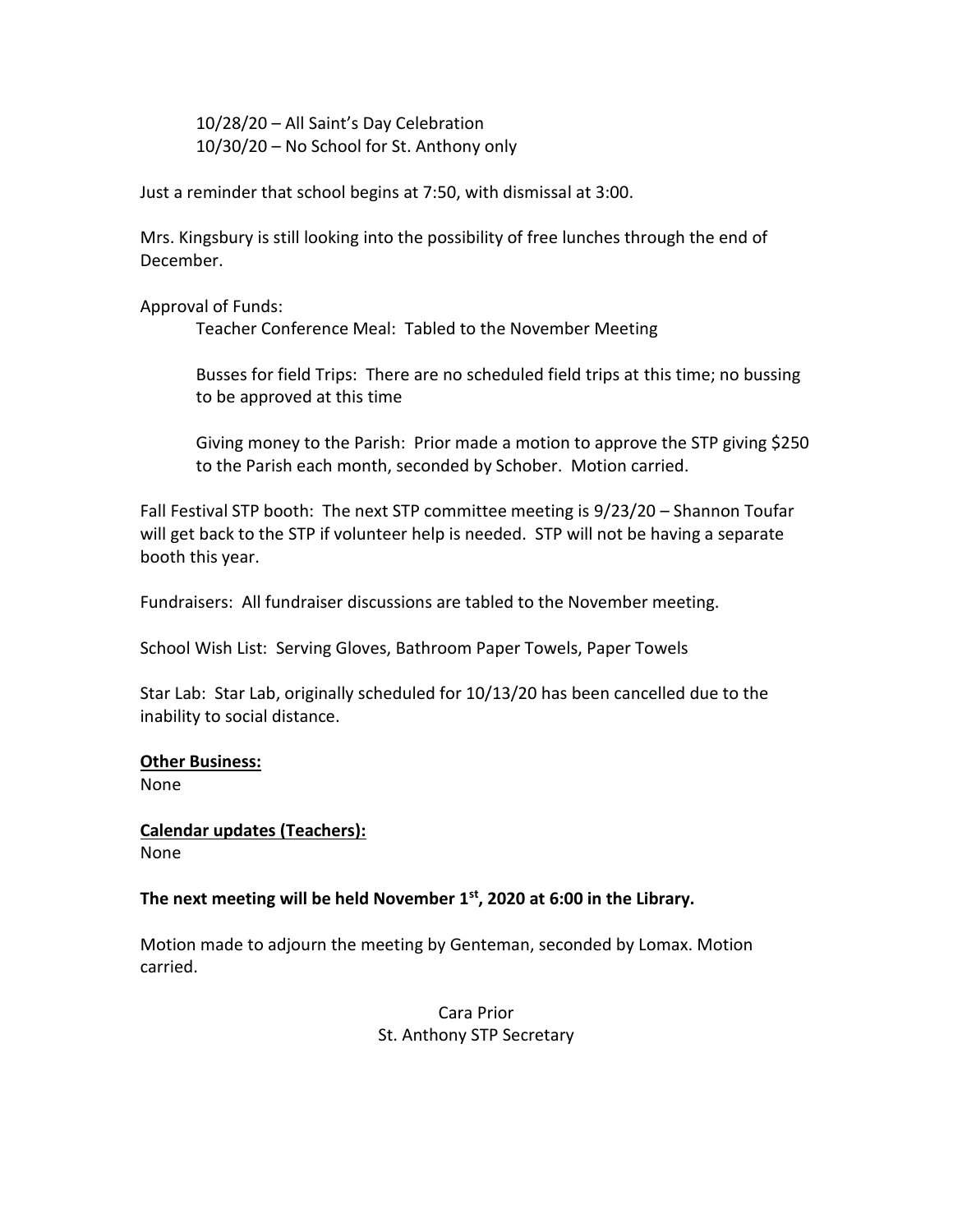10/28/20 – All Saint's Day Celebration
10/30/20 – No School for St. Anthony only

Just a reminder that school begins at 7:50, with dismissal at 3:00.

Mrs. Kingsbury is still looking into the possibility of free lunches through the end of December.

Approval of Funds:

Teacher Conference Meal: Tabled to the November Meeting

Busses for field Trips: There are no scheduled field trips at this time; no bussing to be approved at this time

Giving money to the Parish: Prior made a motion to approve the STP giving $250 to the Parish each month, seconded by Schober. Motion carried.

Fall Festival STP booth: The next STP committee meeting is 9/23/20 – Shannon Toufar will get back to the STP if volunteer help is needed. STP will not be having a separate booth this year.

Fundraisers: All fundraiser discussions are tabled to the November meeting.

School Wish List: Serving Gloves, Bathroom Paper Towels, Paper Towels

Star Lab: Star Lab, originally scheduled for 10/13/20 has been cancelled due to the inability to social distance.

**Other Business:**
None

**Calendar updates (Teachers):**
None

**The next meeting will be held November 1st, 2020 at 6:00 in the Library.**

Motion made to adjourn the meeting by Genteman, seconded by Lomax. Motion carried.

Cara Prior
St. Anthony STP Secretary